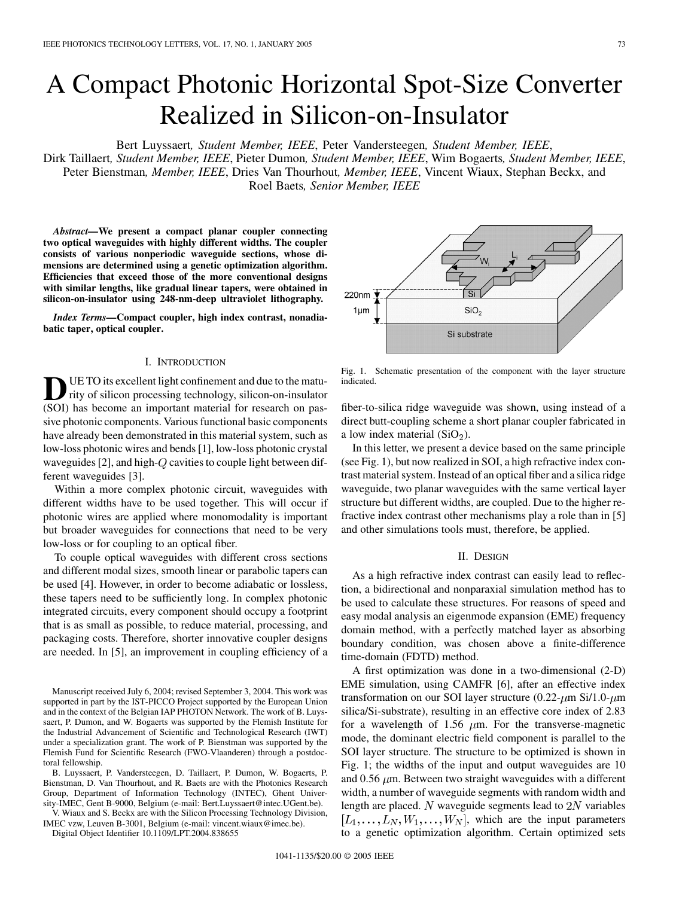# A Compact Photonic Horizontal Spot-Size Converter Realized in Silicon-on-Insulator

Bert Luyssaert, *Student Member, IEEE*, Peter Vandersteegen, *Student Member, IEEE*, Dirk Taillaert, *Student Member, IEEE*, Pieter Dumon, *Student Member, IEEE*, Wim Bogaerts, *Student Member, IEEE*, Peter Bienstman, *Member, IEEE*, Dries Van Thourhout, *Member, IEEE*, Vincent Wiaux, Stephan Beckx, and Roel Baets, *Senior Member, IEEE*

***Abstract*—We present a compact planar coupler connecting two optical waveguides with highly different widths. The coupler consists of various nonperiodic waveguide sections, whose dimensions are determined using a genetic optimization algorithm. Efficiencies that exceed those of the more conventional designs with similar lengths, like gradual linear tapers, were obtained in silicon-on-insulator using 248-nm-deep ultraviolet lithography.**

***Index Terms*—Compact coupler, high index contrast, nonadiabatic taper, optical coupler.**

## I. Introduction

Due to its excellent light confinement and due to the maturity of silicon processing technology, silicon-on-insulator (SOI) has become an important material for research on passive photonic components. Various functional basic components have already been demonstrated in this material system, such as low-loss photonic wires and bends [1], low-loss photonic crystal waveguides [2], and high-$Q$ cavities to couple light between different waveguides [3].

Within a more complex photonic circuit, waveguides with different widths have to be used together. This will occur if photonic wires are applied where monomodality is important but broader waveguides for connections that need to be very low-loss or for coupling to an optical fiber.

To couple optical waveguides with different cross sections and different modal sizes, smooth linear or parabolic tapers can be used [4]. However, in order to become adiabatic or lossless, these tapers need to be sufficiently long. In complex photonic integrated circuits, every component should occupy a footprint that is as small as possible, to reduce material, processing, and packaging costs. Therefore, shorter innovative coupler designs are needed. In [5], an improvement in coupling efficiency of a fiber-to-silica ridge waveguide was shown, using instead of a direct butt-coupling scheme a short planar coupler fabricated in a low index material ($SiO_2$).

Manuscript received July 6, 2004; revised September 3, 2004. This work was supported in part by the IST-PICCO Project supported by the European Union and in the context of the Belgian IAP PHOTON Network. The work of B. Luyssaert, P. Dumon, and W. Bogaerts was supported by the Flemish Institute for the Industrial Advancement of Scientific and Technological Research (IWT) under a specialization grant. The work of P. Bienstman was supported by the Flemish Fund for Scientific Research (FWO-Vlaanderen) through a postdoctoral fellowship.

B. Luyssaert, P. Vandersteegen, D. Taillaert, P. Dumon, W. Bogaerts, P. Bienstman, D. Van Thourhout, and R. Baets are with the Photonics Research Group, Department of Information Technology (INTEC), Ghent University-IMEC, Gent B-9000, Belgium (e-mail: Bert.Luyssaert@intec.UGent.be).

V. Wiaux and S. Beckx are with the Silicon Processing Technology Division, IMEC vzw, Leuven B-3001, Belgium (e-mail: vincent.wiaux@imec.be).

Digital Object Identifier 10.1109/LPT.2004.838655

Fig. 1. Schematic presentation of the component with the layer structure indicated.

In this letter, we present a device based on the same principle (see Fig. 1), but now realized in SOI, a high refractive index contrast material system. Instead of an optical fiber and a silica ridge waveguide, two planar waveguides with the same vertical layer structure but different widths, are coupled. Due to the higher refractive index contrast other mechanisms play a role than in [5] and other simulations tools must, therefore, be applied.

## II. Design

As a high refractive index contrast can easily lead to reflection, a bidirectional and nonparaxial simulation method has to be used to calculate these structures. For reasons of speed and easy modal analysis an eigenmode expansion (EME) frequency domain method, with a perfectly matched layer as absorbing boundary condition, was chosen above a finite-difference time-domain (FDTD) method.

A first optimization was done in a two-dimensional (2-D) EME simulation, using CAMFR [6], after an effective index transformation on our SOI layer structure (0.22-$\mu$m Si/1.0-$\mu$m silica/Si-substrate), resulting in an effective core index of 2.83 for a wavelength of 1.56 $\mu$m. For the transverse-magnetic mode, the dominant electric field component is parallel to the SOI layer structure. The structure to be optimized is shown in Fig. 1; the widths of the input and output waveguides are 10 and 0.56 $\mu$m. Between two straight waveguides with a different width, a number of waveguide segments with random width and length are placed. $N$ waveguide segments lead to $2N$ variables $[L_1, \ldots, L_N, W_1, \ldots, W_N]$, which are the input parameters to a genetic optimization algorithm. Certain optimized sets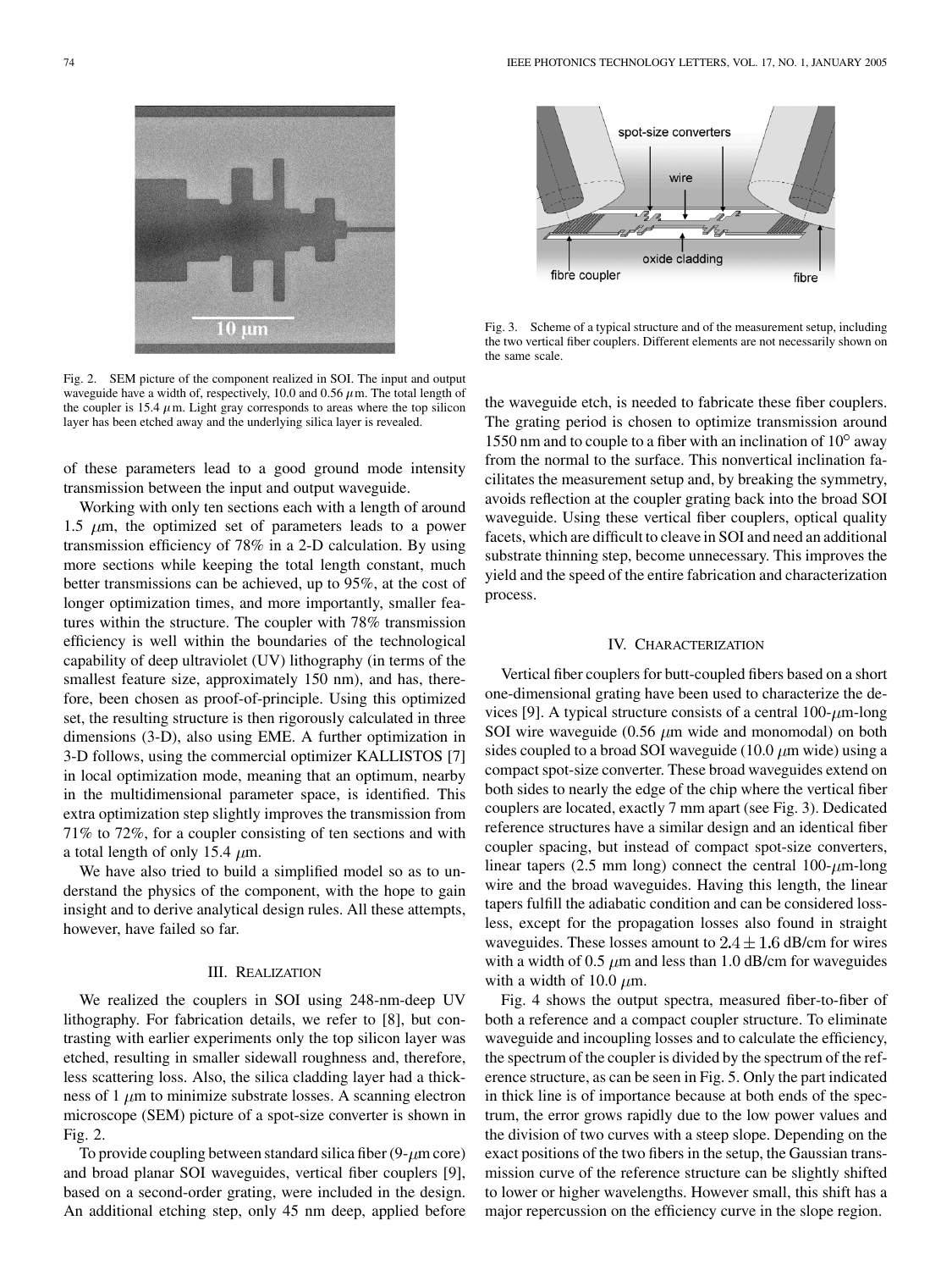Fig. 2. SEM picture of the component realized in SOI. The input and output waveguide have a width of, respectively, 10.0 and 0.56 $\mu$m. The total length of the coupler is 15.4 $\mu$m. Light gray corresponds to areas where the top silicon layer has been etched away and the underlying silica layer is revealed.

of these parameters lead to a good ground mode intensity transmission between the input and output waveguide.

Working with only ten sections each with a length of around 1.5 $\mu$m, the optimized set of parameters leads to a power transmission efficiency of 78% in a 2-D calculation. By using more sections while keeping the total length constant, much better transmissions can be achieved, up to 95%, at the cost of longer optimization times, and more importantly, smaller features within the structure. The coupler with 78% transmission efficiency is well within the boundaries of the technological capability of deep ultraviolet (UV) lithography (in terms of the smallest feature size, approximately 150 nm), and has, therefore, been chosen as proof-of-principle. Using this optimized set, the resulting structure is then rigorously calculated in three dimensions (3-D), also using EME. A further optimization in 3-D follows, using the commercial optimizer KALLISTOS [7] in local optimization mode, meaning that an optimum, nearby in the multidimensional parameter space, is identified. This extra optimization step slightly improves the transmission from 71% to 72%, for a coupler consisting of ten sections and with a total length of only 15.4 $\mu$m.

We have also tried to build a simplified model so as to understand the physics of the component, with the hope to gain insight and to derive analytical design rules. All these attempts, however, have failed so far.

## III. Realization

We realized the couplers in SOI using 248-nm-deep UV lithography. For fabrication details, we refer to [8], but contrasting with earlier experiments only the top silicon layer was etched, resulting in smaller sidewall roughness and, therefore, less scattering loss. Also, the silica cladding layer had a thickness of 1 $\mu$m to minimize substrate losses. A scanning electron microscope (SEM) picture of a spot-size converter is shown in Fig. 2.

To provide coupling between standard silica fiber (9-$\mu$m core) and broad planar SOI waveguides, vertical fiber couplers [9], based on a second-order grating, were included in the design. An additional etching step, only 45 nm deep, applied before the waveguide etch, is needed to fabricate these fiber couplers. The grating period is chosen to optimize transmission around 1550 nm and to couple to a fiber with an inclination of 10° away from the normal to the surface. This nonvertical inclination facilitates the measurement setup and, by breaking the symmetry, avoids reflection at the coupler grating back into the broad SOI waveguide. Using these vertical fiber couplers, optical quality facets, which are difficult to cleave in SOI and need an additional substrate thinning step, become unnecessary. This improves the yield and the speed of the entire fabrication and characterization process.

Fig. 3. Scheme of a typical structure and of the measurement setup, including the two vertical fiber couplers. Different elements are not necessarily shown on the same scale.

## IV. Characterization

Vertical fiber couplers for butt-coupled fibers based on a short one-dimensional grating have been used to characterize the devices [9]. A typical structure consists of a central 100-$\mu$m-long SOI wire waveguide (0.56 $\mu$m wide and monomodal) on both sides coupled to a broad SOI waveguide (10.0 $\mu$m wide) using a compact spot-size converter. These broad waveguides extend on both sides to nearly the edge of the chip where the vertical fiber couplers are located, exactly 7 mm apart (see Fig. 3). Dedicated reference structures have a similar design and an identical fiber coupler spacing, but instead of compact spot-size converters, linear tapers (2.5 mm long) connect the central 100-$\mu$m-long wire and the broad waveguides. Having this length, the linear tapers fulfill the adiabatic condition and can be considered lossless, except for the propagation losses also found in straight waveguides. These losses amount to $2.4 \pm 1.6$ dB/cm for wires with a width of 0.5 $\mu$m and less than 1.0 dB/cm for waveguides with a width of 10.0 $\mu$m.

Fig. 4 shows the output spectra, measured fiber-to-fiber of both a reference and a compact coupler structure. To eliminate waveguide and incoupling losses and to calculate the efficiency, the spectrum of the coupler is divided by the spectrum of the reference structure, as can be seen in Fig. 5. Only the part indicated in thick line is of importance because at both ends of the spectrum, the error grows rapidly due to the low power values and the division of two curves with a steep slope. Depending on the exact positions of the two fibers in the setup, the Gaussian transmission curve of the reference structure can be slightly shifted to lower or higher wavelengths. However small, this shift has a major repercussion on the efficiency curve in the slope region.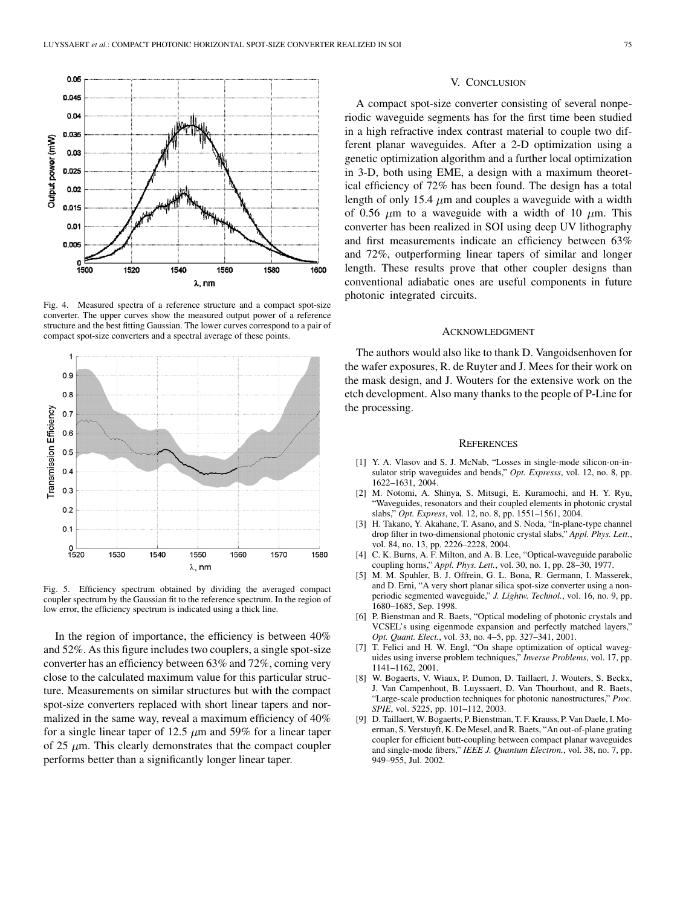0.05
0.045
0.04
0.035
0.03
0.025
0.02
0.015
0.01
0.005
0
1500 1520 1540 1560 1580 1600
Output power (mW)
λ, nm

Fig. 4. Measured spectra of a reference structure and a compact spot-size converter. The upper curves show the measured output power of a reference structure and the best fitting Gaussian. The lower curves correspond to a pair of compact spot-size converters and a spectral average of these points.

1
0.9
0.8
0.7
0.6
0.5
0.4
0.3
0.2
0.1
0
1520 1530 1540 1550 1560 1570 1580
Transmission Efficiency
λ, nm

Fig. 5. Efficiency spectrum obtained by dividing the averaged compact coupler spectrum by the Gaussian fit to the reference spectrum. In the region of low error, the efficiency spectrum is indicated using a thick line.

In the region of importance, the efficiency is between 40% and 52%. As this figure includes two couplers, a single spot-size converter has an efficiency between 63% and 72%, coming very close to the calculated maximum value for this particular structure. Measurements on similar structures but with the compact spot-size converters replaced with short linear tapers and normalized in the same way, reveal a maximum efficiency of 40% for a single linear taper of 12.5 $\mu$m and 59% for a linear taper of 25 $\mu$m. This clearly demonstrates that the compact coupler performs better than a significantly longer linear taper.

## V. Conclusion

A compact spot-size converter consisting of several nonperiodic waveguide segments has for the first time been studied in a high refractive index contrast material to couple two different planar waveguides. After a 2-D optimization using a genetic optimization algorithm and a further local optimization in 3-D, both using EME, a design with a maximum theoretical efficiency of 72% has been found. The design has a total length of only 15.4 $\mu$m and couples a waveguide with a width of 0.56 $\mu$m to a waveguide with a width of 10 $\mu$m. This converter has been realized in SOI using deep UV lithography and first measurements indicate an efficiency between 63% and 72%, outperforming linear tapers of similar and longer length. These results prove that other coupler designs than conventional adiabatic ones are useful components in future photonic integrated circuits.

## Acknowledgment

The authors would also like to thank D. Vangoidsenhoven for the wafer exposures, R. de Ruyter and J. Mees for their work on the mask design, and J. Wouters for the extensive work on the etch development. Also many thanks to the people of P-Line for the processing.

## References

[1] Y. A. Vlasov and S. J. McNab, "Losses in single-mode silicon-on-insulator strip waveguides and bends," *Opt. Expresss*, vol. 12, no. 8, pp. 1622–1631, 2004.

[2] M. Notomi, A. Shinya, S. Mitsugi, E. Kuramochi, and H. Y. Ryu, "Waveguides, resonators and their coupled elements in photonic crystal slabs," *Opt. Express*, vol. 12, no. 8, pp. 1551–1561, 2004.

[3] H. Takano, Y. Akahane, T. Asano, and S. Noda, "In-plane-type channel drop filter in two-dimensional photonic crystal slabs," *Appl. Phys. Lett.*, vol. 84, no. 13, pp. 2226–2228, 2004.

[4] C. K. Burns, A. F. Milton, and A. B. Lee, "Optical-waveguide parabolic coupling horns," *Appl. Phys. Lett.*, vol. 30, no. 1, pp. 28–30, 1977.

[5] M. M. Spuhler, B. J. Offrein, G. L. Bona, R. Germann, I. Masserek, and D. Erni, "A very short planar silica spot-size converter using a nonperiodic segmented waveguide," *J. Lightw. Technol.*, vol. 16, no. 9, pp. 1680–1685, Sep. 1998.

[6] P. Bienstman and R. Baets, "Optical modeling of photonic crystals and VCSEL's using eigenmode expansion and perfectly matched layers," *Opt. Quant. Elect.*, vol. 33, no. 4–5, pp. 327–341, 2001.

[7] T. Felici and H. W. Engl, "On shape optimization of optical waveguides using inverse problem techniques," *Inverse Problems*, vol. 17, pp. 1141–1162, 2001.

[8] W. Bogaerts, V. Wiaux, P. Dumon, D. Taillaert, J. Wouters, S. Beckx, J. Van Campenhout, B. Luyssaert, D. Van Thourhout, and R. Baets, "Large-scale production techniques for photonic nanostructures," *Proc. SPIE*, vol. 5225, pp. 101–112, 2003.

[9] D. Taillaert, W. Bogaerts, P. Bienstman, T. F. Krauss, P. Van Daele, I. Moerman, S. Verstuyft, K. De Mesel, and R. Baets, "An out-of-plane grating coupler for efficient butt-coupling between compact planar waveguides and single-mode fibers," *IEEE J. Quantum Electron.*, vol. 38, no. 7, pp. 949–955, Jul. 2002.